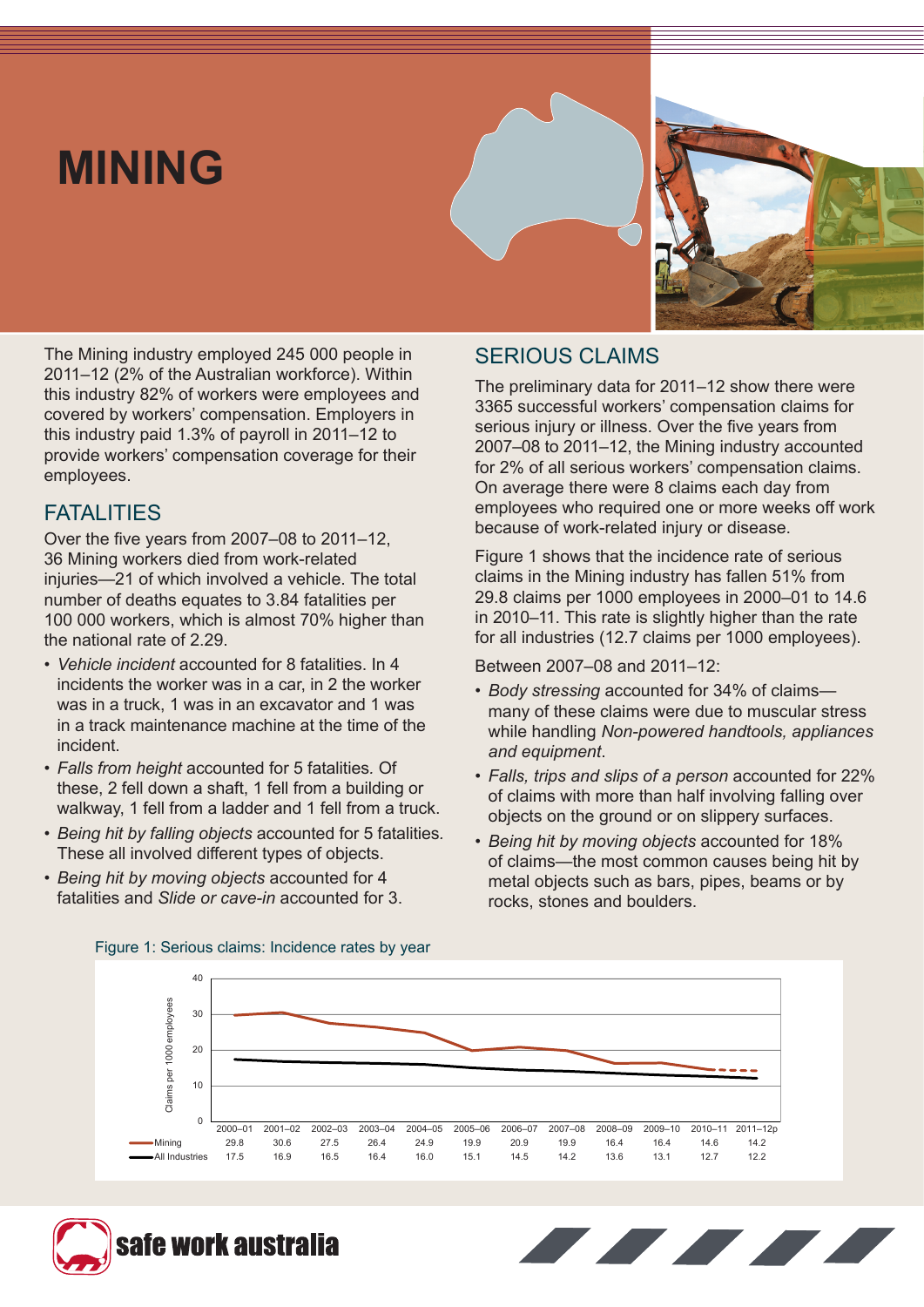# MINING

The Mining industry employed 245 000 people in 2011–12 (2% of the Australian workforce). Within this industry 82% of workers were employees and covered by workers' compensation. Employers in this industry paid 1.3% of payroll in 2011–12 to provide workers' compensation coverage for their employees.

## FATALITIES

Over the five years from 2007–08 to 2011–12, 36 Mining workers died from work-related injuries—21 of which involved a vehicle. The total number of deaths equates to 3.84 fatalities per 100 000 workers, which is almost 70% higher than the national rate of 2.29.

- *Vehicle incident* accounted for 8 fatalities. In 4 incidents the worker was in a car, in 2 the worker was in a truck, 1 was in an excavator and 1 was in a track maintenance machine at the time of the incident.
- *Falls from height* accounted for 5 fatalities. Of these, 2 fell down a shaft, 1 fell from a building or walkway, 1 fell from a ladder and 1 fell from a truck.
- *Being hit by falling objects* accounted for 5 fatalities. These all involved different types of objects.
- *Being hit by moving objects* accounted for 4 fatalities and *Slide or cave-in* accounted for 3.

## SERIOUS CLAIMS

The preliminary data for 2011–12 show there were 3365 successful workers' compensation claims for serious injury or illness. Over the five years from 2007–08 to 2011–12, the Mining industry accounted for 2% of all serious workers' compensation claims. On average there were 8 claims each day from employees who required one or more weeks off work because of work-related injury or disease.

Figure 1 shows that the incidence rate of serious claims in the Mining industry has fallen 51% from 29.8 claims per 1000 employees in 2000–01 to 14.6 in 2010–11. This rate is slightly higher than the rate for all industries (12.7 claims per 1000 employees).

Between 2007–08 and 2011–12:

- *Body stressing* accounted for 34% of claims—many of these claims were due to muscular stress while handling *Non-powered handtools, appliances and equipment*.
- *Falls, trips and slips of a person* accounted for 22% of claims with more than half involving falling over objects on the ground or on slippery surfaces.
- *Being hit by moving objects* accounted for 18% of claims—the most common causes being hit by metal objects such as bars, pipes, beams or by rocks, stones and boulders.

Figure 1: Serious claims: Incidence rates by year

| Claims per 1000 employees | 2000–01 | 2001–02 | 2002–03 | 2003–04 | 2004–05 | 2005–06 | 2006–07 | 2007–08 | 2008–09 | 2009–10 | 2010–11 | 2011–12p |
|---|---|---|---|---|---|---|---|---|---|---|---|---|
| Mining | 29.8 | 30.6 | 27.5 | 26.4 | 24.9 | 19.9 | 20.9 | 19.9 | 16.4 | 16.4 | 14.6 | 14.2 |
| All Industries | 17.5 | 16.9 | 16.5 | 16.4 | 16.0 | 15.1 | 14.5 | 14.2 | 13.6 | 13.1 | 12.7 | 12.2 |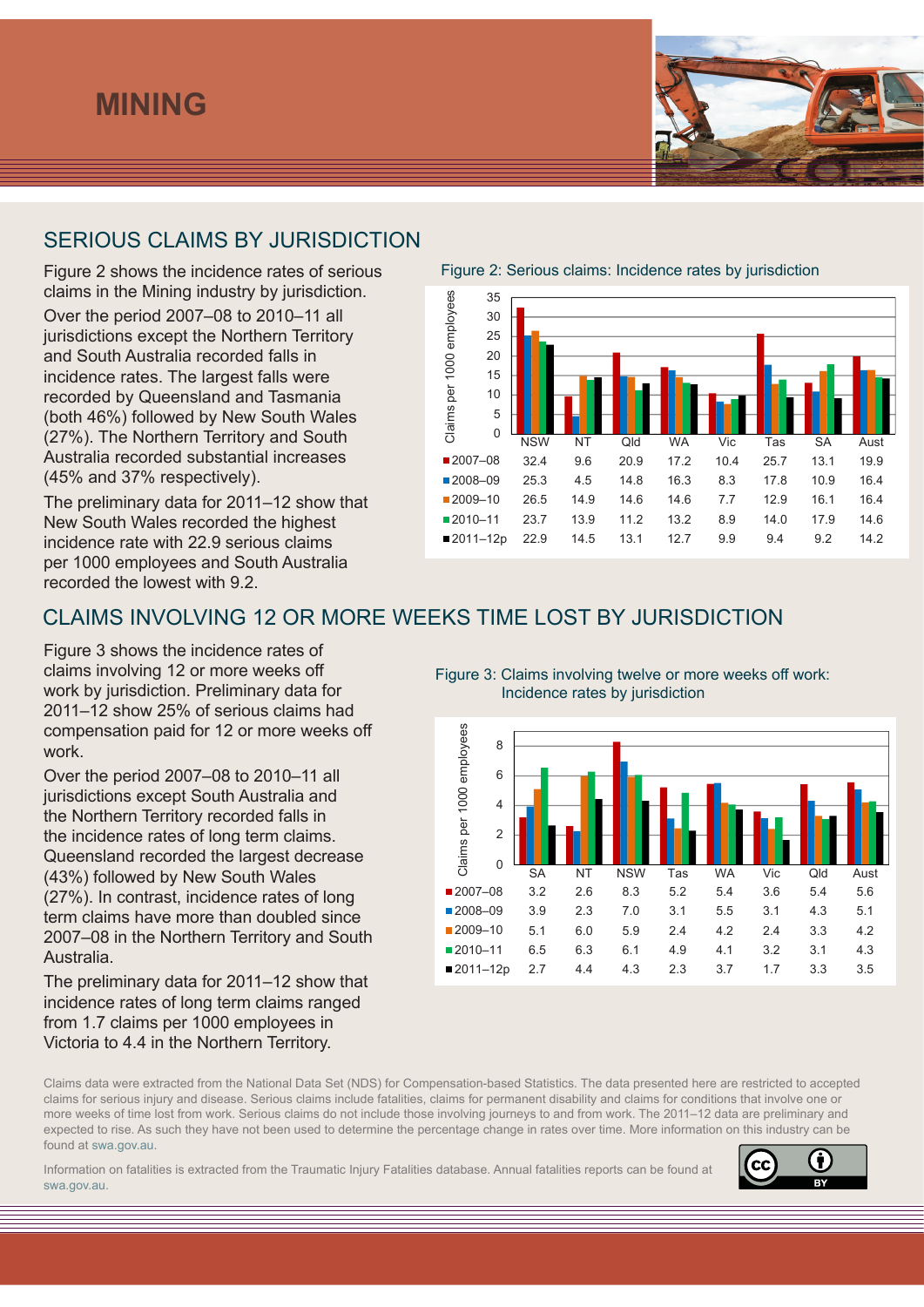# MINING

## SERIOUS CLAIMS BY JURISDICTION

Figure 2 shows the incidence rates of serious claims in the Mining industry by jurisdiction.

Over the period 2007–08 to 2010–11 all jurisdictions except the Northern Territory and South Australia recorded falls in incidence rates. The largest falls were recorded by Queensland and Tasmania (both 46%) followed by New South Wales (27%). The Northern Territory and South Australia recorded substantial increases (45% and 37% respectively).

The preliminary data for 2011–12 show that New South Wales recorded the highest incidence rate with 22.9 serious claims per 1000 employees and South Australia recorded the lowest with 9.2.

Figure 2: Serious claims: Incidence rates by jurisdiction

Claims per 1000 employees

35
30
25
20
15
10
5
0

NSW NT Qld WA Vic Tas SA Aust

2007–08 32.4 9.6 20.9 17.2 10.4 25.7 13.1 19.9
2008–09 25.3 4.5 14.8 16.3 8.3 17.8 10.9 16.4
2009–10 26.5 14.9 14.6 14.6 7.7 12.9 16.1 16.4
2010–11 23.7 13.9 11.2 13.2 8.9 14.0 17.9 14.6
2011–12p 22.9 14.5 13.1 12.7 9.9 9.4 9.2 14.2

## CLAIMS INVOLVING 12 OR MORE WEEKS TIME LOST BY JURISDICTION

Figure 3 shows the incidence rates of claims involving 12 or more weeks off work by jurisdiction. Preliminary data for 2011–12 show 25% of serious claims had compensation paid for 12 or more weeks off work.

Over the period 2007–08 to 2010–11 all jurisdictions except South Australia and the Northern Territory recorded falls in the incidence rates of long term claims. Queensland recorded the largest decrease (43%) followed by New South Wales (27%). In contrast, incidence rates of long term claims have more than doubled since 2007–08 in the Northern Territory and South Australia.

The preliminary data for 2011–12 show that incidence rates of long term claims ranged from 1.7 claims per 1000 employees in Victoria to 4.4 in the Northern Territory.

Figure 3: Claims involving twelve or more weeks off work: Incidence rates by jurisdiction

Claims per 1000 employees

8
6
4
2
0

SA NT NSW Tas WA Vic Qld Aust

2007–08 3.2 2.6 8.3 5.2 5.4 3.6 5.4 5.6
2008–09 3.9 2.3 7.0 3.1 5.5 3.1 4.3 5.1
2009–10 5.1 6.0 5.9 2.4 4.2 2.4 3.3 4.2
2010–11 6.5 6.3 6.1 4.9 4.1 3.2 3.1 4.3
2011–12p 2.7 4.4 4.3 2.3 3.7 1.7 3.3 3.5

Claims data were extracted from the National Data Set (NDS) for Compensation-based Statistics. The data presented here are restricted to accepted claims for serious injury and disease. Serious claims include fatalities, claims for permanent disability and claims for conditions that involve one or more weeks of time lost from work. Serious claims do not include those involving journeys to and from work. The 2011–12 data are preliminary and expected to rise. As such they have not been used to determine the percentage change in rates over time. More information on this industry can be found at swa.gov.au.

Information on fatalities is extracted from the Traumatic Injury Fatalities database. Annual fatalities reports can be found at swa.gov.au.